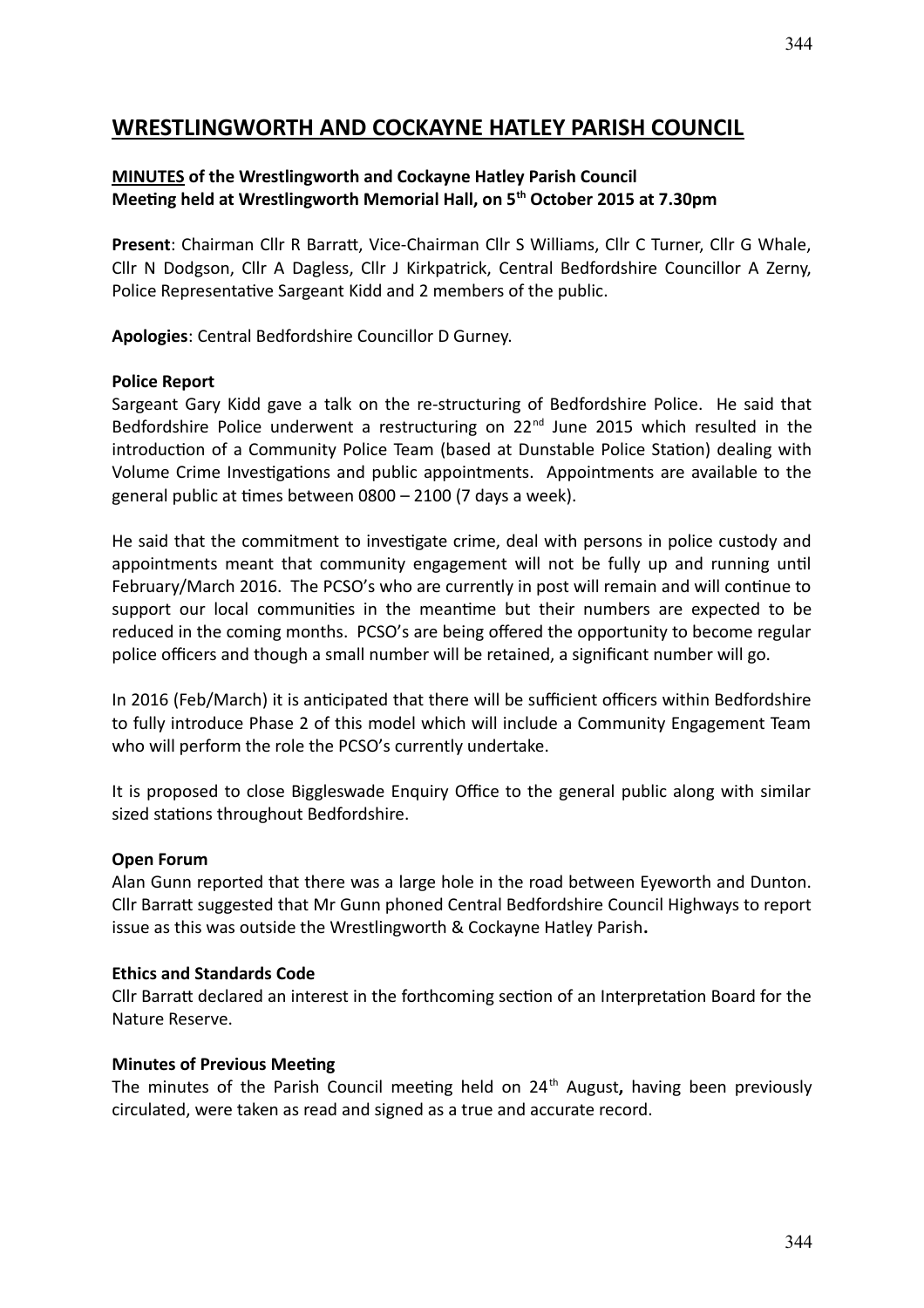# WRESTLINGWORTH AND COCKAYNE HATLEY PARISH COUNCIL

**MINUTES of the Wrestlingworth and Cockayne Hatley Parish Council Meeting held at Wrestlingworth Memorial Hall, on 5th October 2015 at 7.30pm**

**Present**: Chairman Cllr R Barratt, Vice-Chairman Cllr S Williams, Cllr C Turner, Cllr G Whale, Cllr N Dodgson, Cllr A Dagless, Cllr J Kirkpatrick, Central Bedfordshire Councillor A Zerny, Police Representative Sargeant Kidd and 2 members of the public.

**Apologies**: Central Bedfordshire Councillor D Gurney.

**Police Report**

Sargeant Gary Kidd gave a talk on the re-structuring of Bedfordshire Police. He said that Bedfordshire Police underwent a restructuring on 22nd June 2015 which resulted in the introduction of a Community Police Team (based at Dunstable Police Station) dealing with Volume Crime Investigations and public appointments. Appointments are available to the general public at times between 0800 – 2100 (7 days a week).

He said that the commitment to investigate crime, deal with persons in police custody and appointments meant that community engagement will not be fully up and running until February/March 2016. The PCSO's who are currently in post will remain and will continue to support our local communities in the meantime but their numbers are expected to be reduced in the coming months. PCSO's are being offered the opportunity to become regular police officers and though a small number will be retained, a significant number will go.

In 2016 (Feb/March) it is anticipated that there will be sufficient officers within Bedfordshire to fully introduce Phase 2 of this model which will include a Community Engagement Team who will perform the role the PCSO's currently undertake.

It is proposed to close Biggleswade Enquiry Office to the general public along with similar sized stations throughout Bedfordshire.

**Open Forum**

Alan Gunn reported that there was a large hole in the road between Eyeworth and Dunton. Cllr Barratt suggested that Mr Gunn phoned Central Bedfordshire Council Highways to report issue as this was outside the Wrestlingworth & Cockayne Hatley Parish**.**

**Ethics and Standards Code**

Cllr Barratt declared an interest in the forthcoming section of an Interpretation Board for the Nature Reserve.

**Minutes of Previous Meeting**

The minutes of the Parish Council meeting held on 24th August**,** having been previously circulated, were taken as read and signed as a true and accurate record.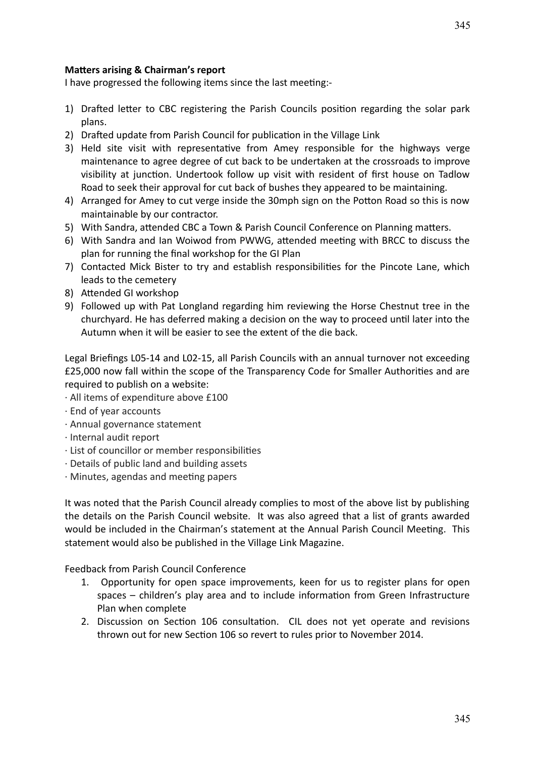**Matters arising & Chairman's report**

I have progressed the following items since the last meeting:-

1) Drafted letter to CBC registering the Parish Councils position regarding the solar park plans.
2) Drafted update from Parish Council for publication in the Village Link
3) Held site visit with representative from Amey responsible for the highways verge maintenance to agree degree of cut back to be undertaken at the crossroads to improve visibility at junction. Undertook follow up visit with resident of first house on Tadlow Road to seek their approval for cut back of bushes they appeared to be maintaining.
4) Arranged for Amey to cut verge inside the 30mph sign on the Potton Road so this is now maintainable by our contractor.
5) With Sandra, attended CBC a Town & Parish Council Conference on Planning matters.
6) With Sandra and Ian Woiwod from PWWG, attended meeting with BRCC to discuss the plan for running the final workshop for the GI Plan
7) Contacted Mick Bister to try and establish responsibilities for the Pincote Lane, which leads to the cemetery
8) Attended GI workshop
9) Followed up with Pat Longland regarding him reviewing the Horse Chestnut tree in the churchyard. He has deferred making a decision on the way to proceed until later into the Autumn when it will be easier to see the extent of the die back.

Legal Briefings L05-14 and L02-15, all Parish Councils with an annual turnover not exceeding £25,000 now fall within the scope of the Transparency Code for Smaller Authorities and are required to publish on a website:

· All items of expenditure above £100
· End of year accounts
· Annual governance statement
· Internal audit report
· List of councillor or member responsibilities
· Details of public land and building assets
· Minutes, agendas and meeting papers

It was noted that the Parish Council already complies to most of the above list by publishing the details on the Parish Council website. It was also agreed that a list of grants awarded would be included in the Chairman's statement at the Annual Parish Council Meeting. This statement would also be published in the Village Link Magazine.

Feedback from Parish Council Conference

1. Opportunity for open space improvements, keen for us to register plans for open spaces – children's play area and to include information from Green Infrastructure Plan when complete
2. Discussion on Section 106 consultation. CIL does not yet operate and revisions thrown out for new Section 106 so revert to rules prior to November 2014.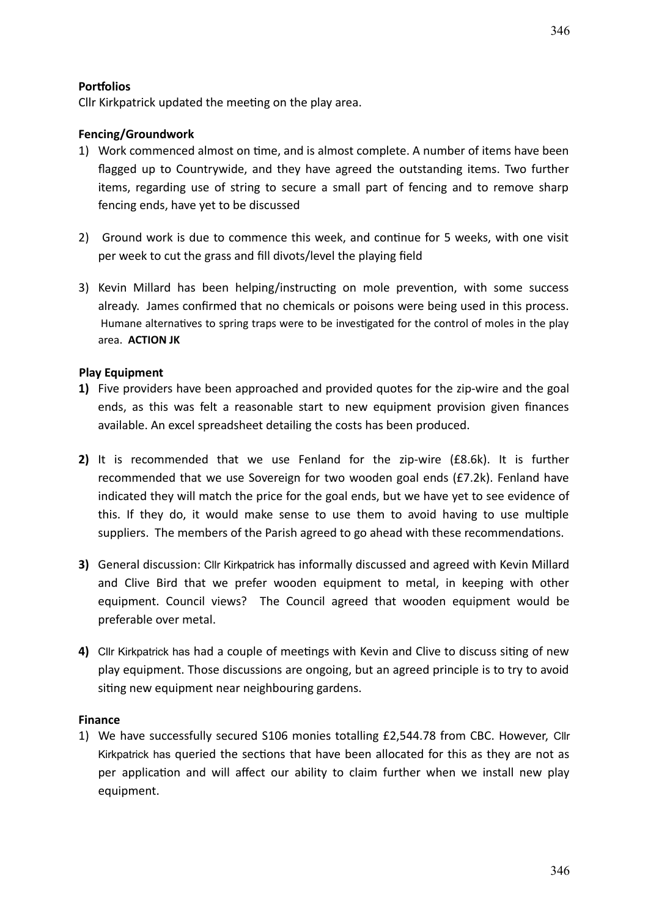**Portfolios**

Cllr Kirkpatrick updated the meeting on the play area.

**Fencing/Groundwork**

1) Work commenced almost on time, and is almost complete. A number of items have been flagged up to Countrywide, and they have agreed the outstanding items. Two further items, regarding use of string to secure a small part of fencing and to remove sharp fencing ends, have yet to be discussed

2) Ground work is due to commence this week, and continue for 5 weeks, with one visit per week to cut the grass and fill divots/level the playing field

3) Kevin Millard has been helping/instructing on mole prevention, with some success already. James confirmed that no chemicals or poisons were being used in this process. Humane alternatives to spring traps were to be investigated for the control of moles in the play area. **ACTION JK**

**Play Equipment**

**1)** Five providers have been approached and provided quotes for the zip-wire and the goal ends, as this was felt a reasonable start to new equipment provision given finances available. An excel spreadsheet detailing the costs has been produced.

**2)** It is recommended that we use Fenland for the zip-wire (£8.6k). It is further recommended that we use Sovereign for two wooden goal ends (£7.2k). Fenland have indicated they will match the price for the goal ends, but we have yet to see evidence of this. If they do, it would make sense to use them to avoid having to use multiple suppliers. The members of the Parish agreed to go ahead with these recommendations.

**3)** General discussion: Cllr Kirkpatrick has informally discussed and agreed with Kevin Millard and Clive Bird that we prefer wooden equipment to metal, in keeping with other equipment. Council views? The Council agreed that wooden equipment would be preferable over metal.

**4)** Cllr Kirkpatrick has had a couple of meetings with Kevin and Clive to discuss siting of new play equipment. Those discussions are ongoing, but an agreed principle is to try to avoid siting new equipment near neighbouring gardens.

**Finance**

1) We have successfully secured S106 monies totalling £2,544.78 from CBC. However, Cllr Kirkpatrick has queried the sections that have been allocated for this as they are not as per application and will affect our ability to claim further when we install new play equipment.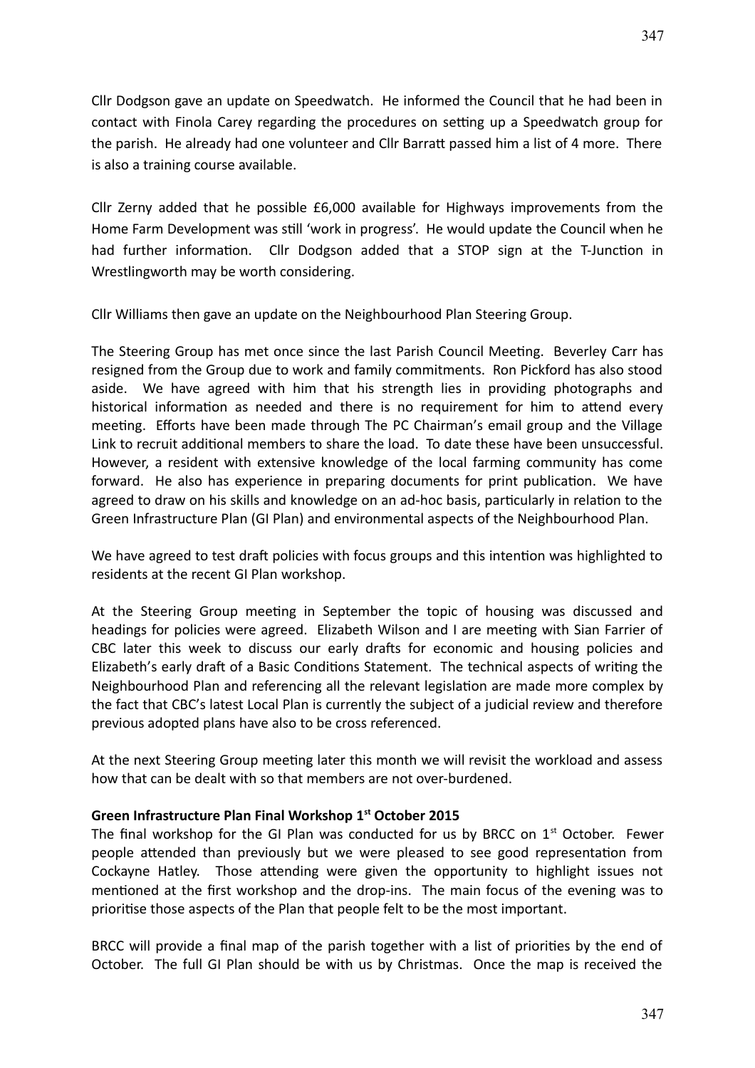Cllr Dodgson gave an update on Speedwatch. He informed the Council that he had been in contact with Finola Carey regarding the procedures on setting up a Speedwatch group for the parish. He already had one volunteer and Cllr Barratt passed him a list of 4 more. There is also a training course available.

Cllr Zerny added that he possible £6,000 available for Highways improvements from the Home Farm Development was still 'work in progress'. He would update the Council when he had further information. Cllr Dodgson added that a STOP sign at the T-Junction in Wrestlingworth may be worth considering.

Cllr Williams then gave an update on the Neighbourhood Plan Steering Group.

The Steering Group has met once since the last Parish Council Meeting. Beverley Carr has resigned from the Group due to work and family commitments. Ron Pickford has also stood aside. We have agreed with him that his strength lies in providing photographs and historical information as needed and there is no requirement for him to attend every meeting. Efforts have been made through The PC Chairman's email group and the Village Link to recruit additional members to share the load. To date these have been unsuccessful. However, a resident with extensive knowledge of the local farming community has come forward. He also has experience in preparing documents for print publication. We have agreed to draw on his skills and knowledge on an ad-hoc basis, particularly in relation to the Green Infrastructure Plan (GI Plan) and environmental aspects of the Neighbourhood Plan.

We have agreed to test draft policies with focus groups and this intention was highlighted to residents at the recent GI Plan workshop.

At the Steering Group meeting in September the topic of housing was discussed and headings for policies were agreed. Elizabeth Wilson and I are meeting with Sian Farrier of CBC later this week to discuss our early drafts for economic and housing policies and Elizabeth's early draft of a Basic Conditions Statement. The technical aspects of writing the Neighbourhood Plan and referencing all the relevant legislation are made more complex by the fact that CBC's latest Local Plan is currently the subject of a judicial review and therefore previous adopted plans have also to be cross referenced.

At the next Steering Group meeting later this month we will revisit the workload and assess how that can be dealt with so that members are not over-burdened.

**Green Infrastructure Plan Final Workshop 1st October 2015**

The final workshop for the GI Plan was conducted for us by BRCC on 1st October. Fewer people attended than previously but we were pleased to see good representation from Cockayne Hatley. Those attending were given the opportunity to highlight issues not mentioned at the first workshop and the drop-ins. The main focus of the evening was to prioritise those aspects of the Plan that people felt to be the most important.

BRCC will provide a final map of the parish together with a list of priorities by the end of October. The full GI Plan should be with us by Christmas. Once the map is received the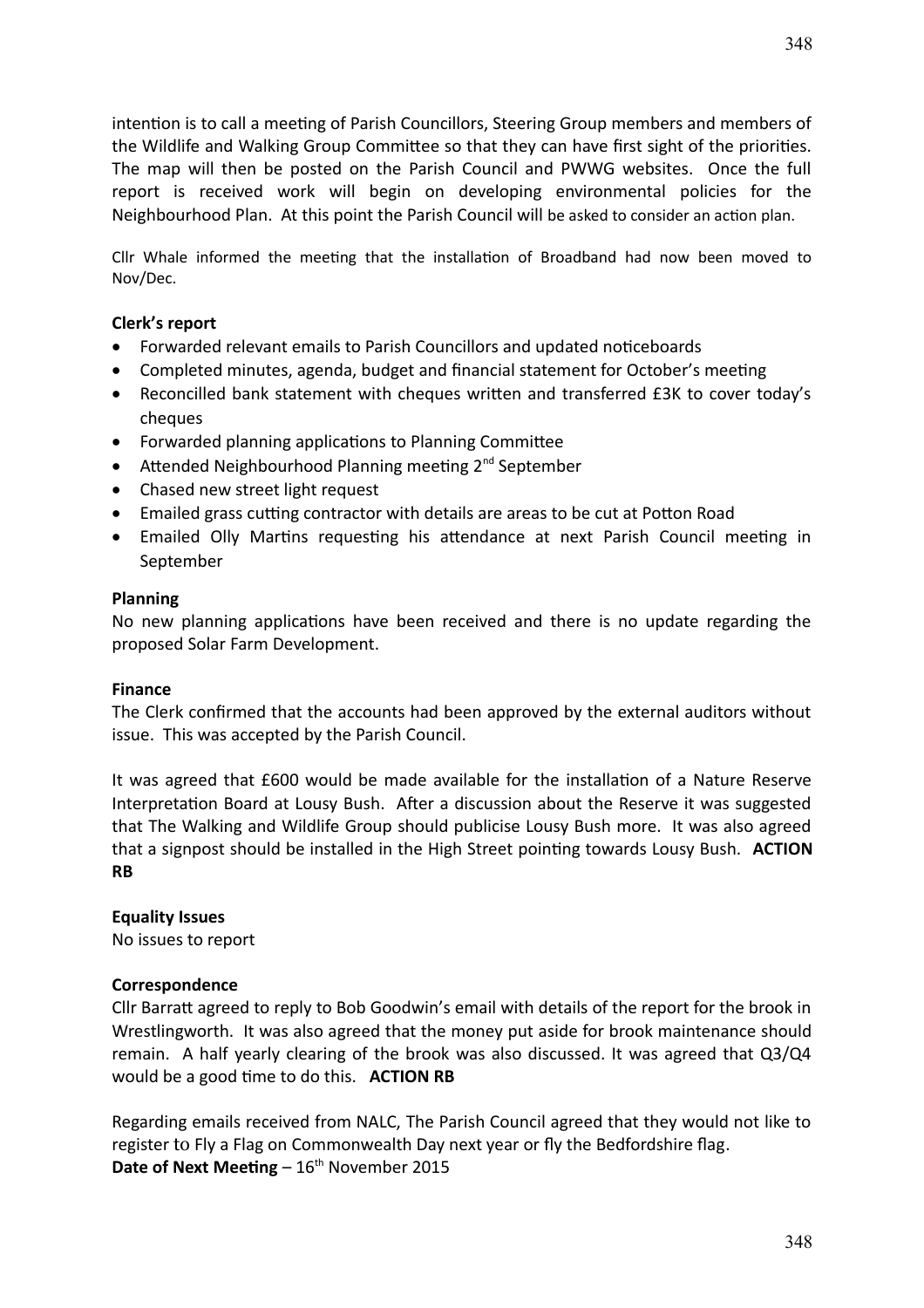intention is to call a meeting of Parish Councillors, Steering Group members and members of the Wildlife and Walking Group Committee so that they can have first sight of the priorities. The map will then be posted on the Parish Council and PWWG websites. Once the full report is received work will begin on developing environmental policies for the Neighbourhood Plan. At this point the Parish Council will be asked to consider an action plan.

Cllr Whale informed the meeting that the installation of Broadband had now been moved to Nov/Dec.

**Clerk's report**

- Forwarded relevant emails to Parish Councillors and updated noticeboards
- Completed minutes, agenda, budget and financial statement for October's meeting
- Reconcilled bank statement with cheques written and transferred £3K to cover today's cheques
- Forwarded planning applications to Planning Committee
- Attended Neighbourhood Planning meeting 2nd September
- Chased new street light request
- Emailed grass cutting contractor with details are areas to be cut at Potton Road
- Emailed Olly Martins requesting his attendance at next Parish Council meeting in September

**Planning**

No new planning applications have been received and there is no update regarding the proposed Solar Farm Development.

**Finance**

The Clerk confirmed that the accounts had been approved by the external auditors without issue. This was accepted by the Parish Council.

It was agreed that £600 would be made available for the installation of a Nature Reserve Interpretation Board at Lousy Bush. After a discussion about the Reserve it was suggested that The Walking and Wildlife Group should publicise Lousy Bush more. It was also agreed that a signpost should be installed in the High Street pointing towards Lousy Bush. **ACTION RB**

**Equality Issues**

No issues to report

**Correspondence**

Cllr Barratt agreed to reply to Bob Goodwin's email with details of the report for the brook in Wrestlingworth. It was also agreed that the money put aside for brook maintenance should remain. A half yearly clearing of the brook was also discussed. It was agreed that Q3/Q4 would be a good time to do this. **ACTION RB**

Regarding emails received from NALC, The Parish Council agreed that they would not like to register to Fly a Flag on Commonwealth Day next year or fly the Bedfordshire flag.

**Date of Next Meeting** – 16th November 2015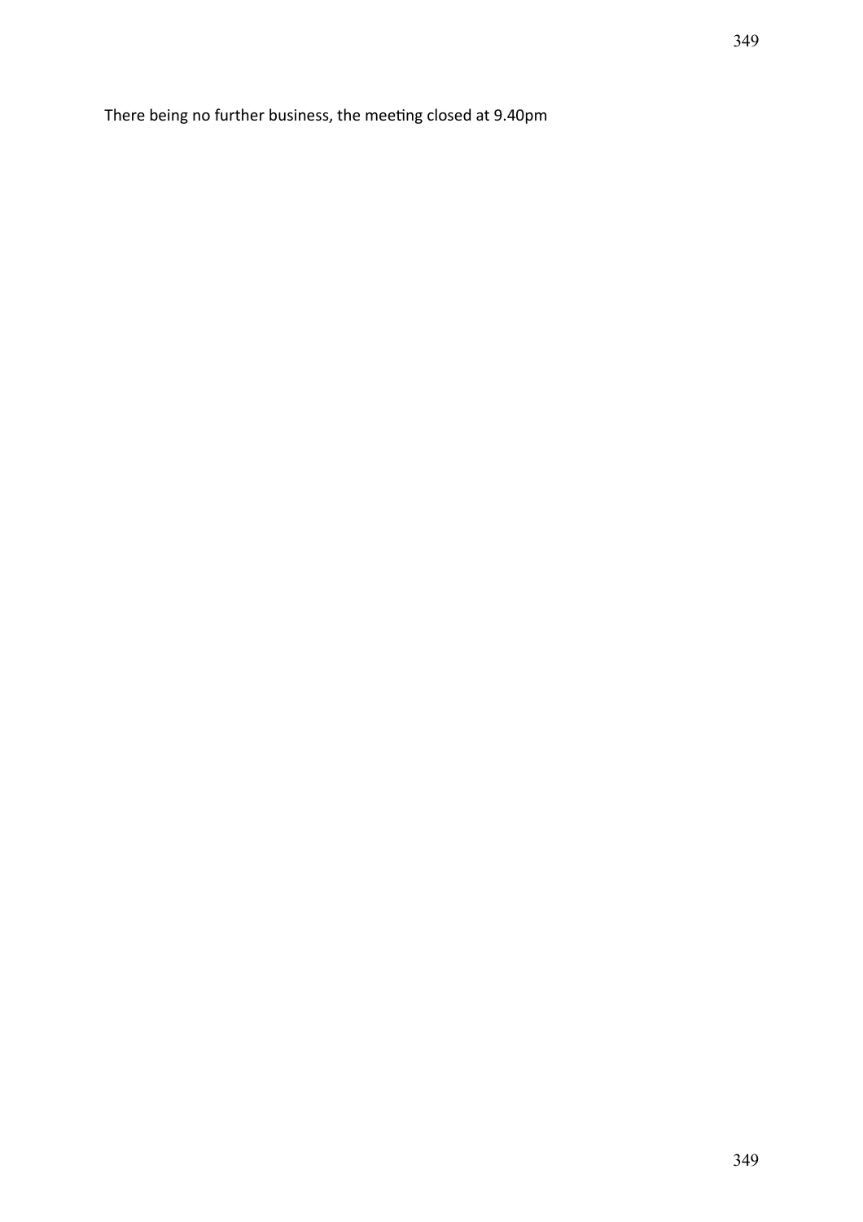There being no further business, the meeting closed at 9.40pm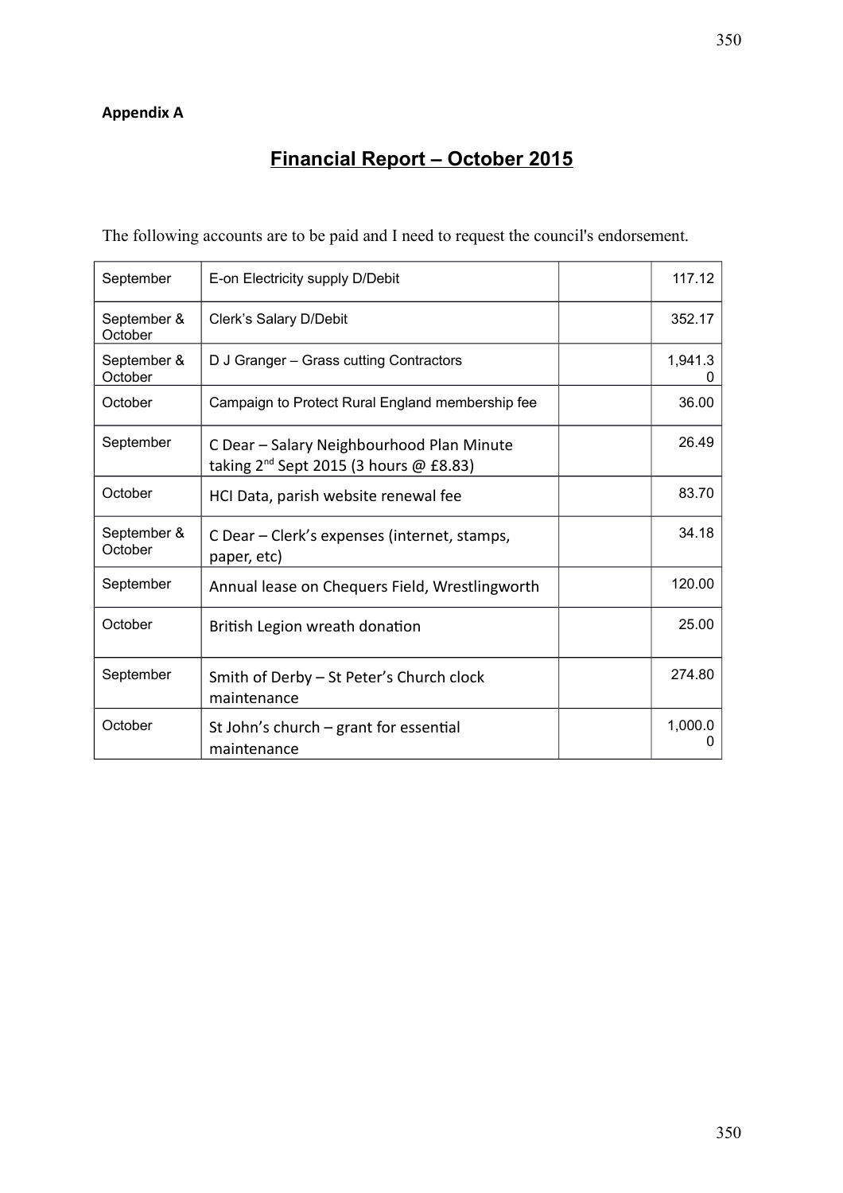**Appendix A**

# Financial Report – October 2015

The following accounts are to be paid and I need to request the council's endorsement.

| | | | |
|---|---|---|---|
| September | E-on Electricity supply D/Debit | | 117.12 |
| September & October | Clerk's Salary D/Debit | | 352.17 |
| September & October | D J Granger – Grass cutting Contractors | | 1,941.30 |
| October | Campaign to Protect Rural England membership fee | | 36.00 |
| September | C Dear – Salary Neighbourhood Plan Minute taking 2nd Sept 2015 (3 hours @ £8.83) | | 26.49 |
| October | HCI Data, parish website renewal fee | | 83.70 |
| September & October | C Dear – Clerk's expenses (internet, stamps, paper, etc) | | 34.18 |
| September | Annual lease on Chequers Field, Wrestlingworth | | 120.00 |
| October | British Legion wreath donation | | 25.00 |
| September | Smith of Derby – St Peter's Church clock maintenance | | 274.80 |
| October | St John's church – grant for essential maintenance | | 1,000.00 |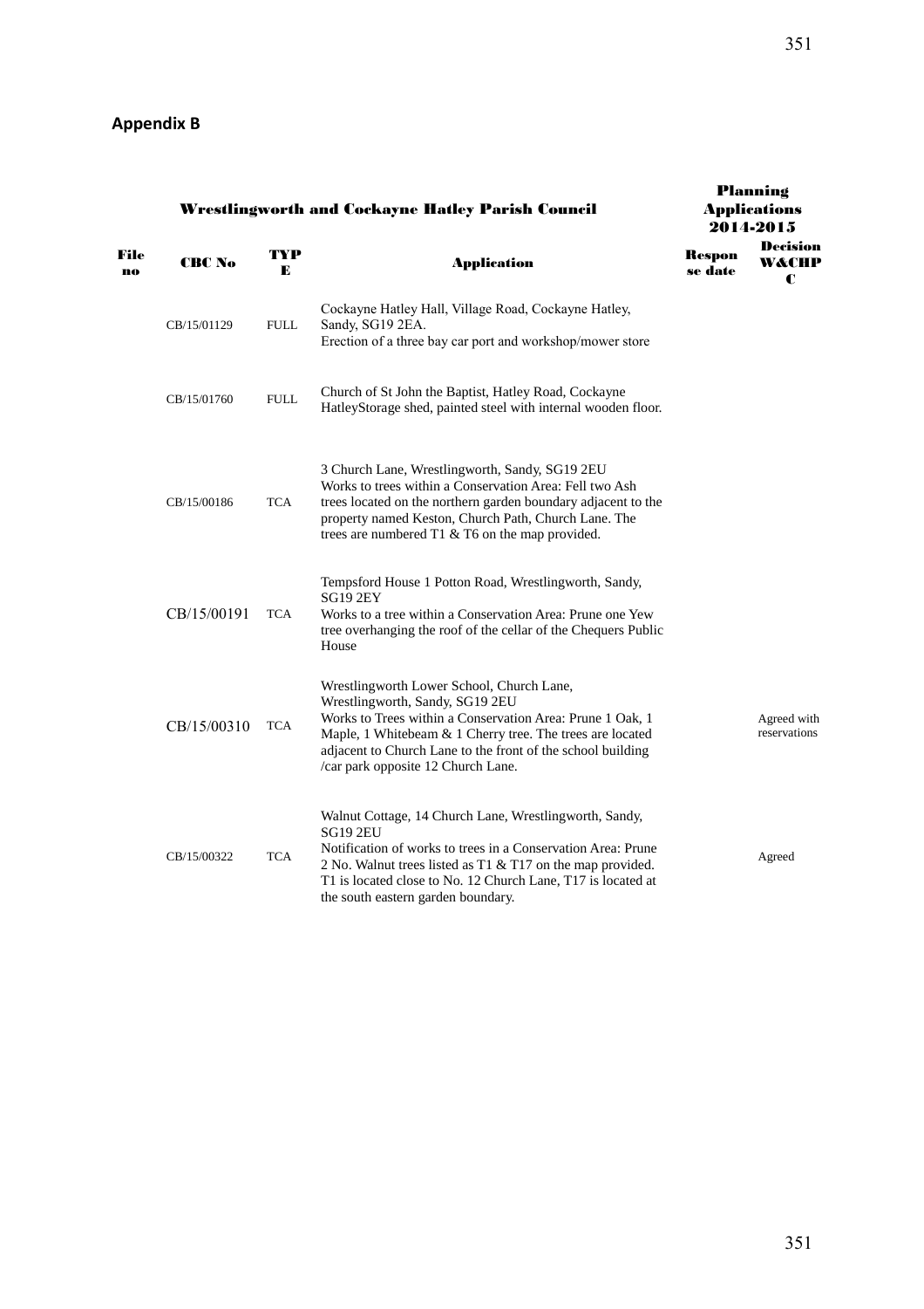## Appendix B

| | Wrestlingworth and Cockayne Hatley Parish Council | | | Planning Applications 2014-2015 | |
|---|---|---|---|---|---|
| **File no** | **CBC No** | **TYPE** | **Application** | **Response date** | **Decision W&CHPC** |
| | CB/15/01129 | FULL | Cockayne Hatley Hall, Village Road, Cockayne Hatley, Sandy, SG19 2EA. Erection of a three bay car port and workshop/mower store | | |
| | CB/15/01760 | FULL | Church of St John the Baptist, Hatley Road, Cockayne HatleyStorage shed, painted steel with internal wooden floor. | | |
| | CB/15/00186 | TCA | 3 Church Lane, Wrestlingworth, Sandy, SG19 2EU Works to trees within a Conservation Area: Fell two Ash trees located on the northern garden boundary adjacent to the property named Keston, Church Path, Church Lane. The trees are numbered T1 & T6 on the map provided. | | |
| | CB/15/00191 | TCA | Tempsford House 1 Potton Road, Wrestlingworth, Sandy, SG19 2EY Works to a tree within a Conservation Area: Prune one Yew tree overhanging the roof of the cellar of the Chequers Public House | | |
| | CB/15/00310 | TCA | Wrestlingworth Lower School, Church Lane, Wrestlingworth, Sandy, SG19 2EU Works to Trees within a Conservation Area: Prune 1 Oak, 1 Maple, 1 Whitebeam & 1 Cherry tree. The trees are located adjacent to Church Lane to the front of the school building /car park opposite 12 Church Lane. | | Agreed with reservations |
| | CB/15/00322 | TCA | Walnut Cottage, 14 Church Lane, Wrestlingworth, Sandy, SG19 2EU Notification of works to trees in a Conservation Area: Prune 2 No. Walnut trees listed as T1 & T17 on the map provided. T1 is located close to No. 12 Church Lane, T17 is located at the south eastern garden boundary. | | Agreed |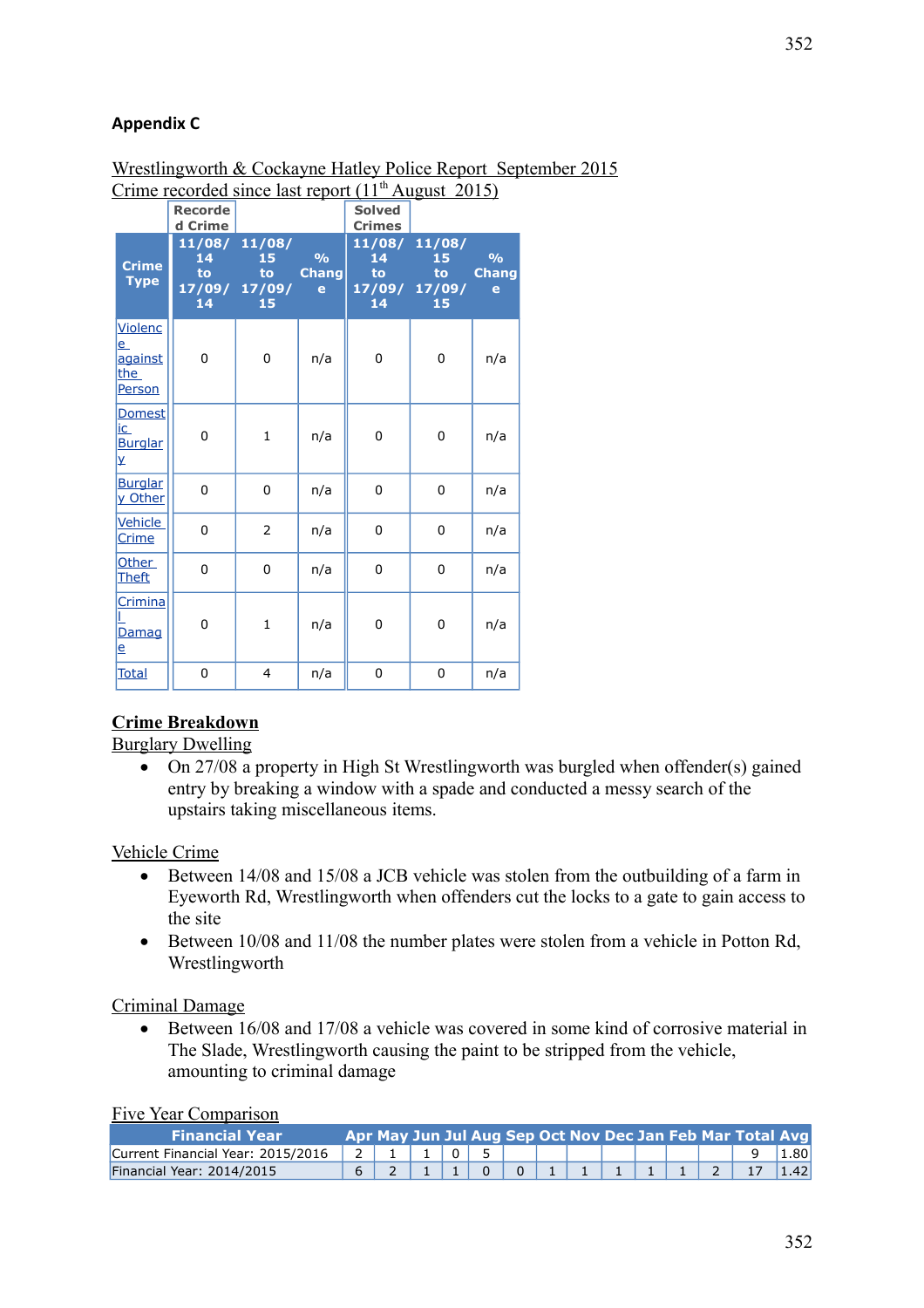## Appendix C

Wrestlingworth & Cockayne Hatley Police Report  September 2015
Crime recorded since last report (11[th] August  2015)

| Crime Type | Recorded Crime | | | Solved Crimes | | |
|---|---|---|---|---|---|---|
| | 11/08/14 to 17/09/14 | 11/08/15 to 17/09/15 | % Change | 11/08/14 to 17/09/14 | 11/08/15 to 17/09/15 | % Change |
| Violence against the Person | 0 | 0 | n/a | 0 | 0 | n/a |
| Domestic Burglary | 0 | 1 | n/a | 0 | 0 | n/a |
| Burglary Other | 0 | 0 | n/a | 0 | 0 | n/a |
| Vehicle Crime | 0 | 2 | n/a | 0 | 0 | n/a |
| Other Theft | 0 | 0 | n/a | 0 | 0 | n/a |
| Criminal Damage | 0 | 1 | n/a | 0 | 0 | n/a |
| Total | 0 | 4 | n/a | 0 | 0 | n/a |

### Crime Breakdown

Burglary Dwelling

- On 27/08 a property in High St Wrestlingworth was burgled when offender(s) gained entry by breaking a window with a spade and conducted a messy search of the upstairs taking miscellaneous items.

Vehicle Crime

- Between 14/08 and 15/08 a JCB vehicle was stolen from the outbuilding of a farm in Eyeworth Rd, Wrestlingworth when offenders cut the locks to a gate to gain access to the site
- Between 10/08 and 11/08 the number plates were stolen from a vehicle in Potton Rd, Wrestlingworth

Criminal Damage

- Between 16/08 and 17/08 a vehicle was covered in some kind of corrosive material in The Slade, Wrestlingworth causing the paint to be stripped from the vehicle, amounting to criminal damage

Five Year Comparison

| Financial Year | Apr | May | Jun | Jul | Aug | Sep | Oct | Nov | Dec | Jan | Feb | Mar | Total | Avg |
|---|---|---|---|---|---|---|---|---|---|---|---|---|---|---|
| Current Financial Year: 2015/2016 | 2 | 1 | 1 | 0 | 5 | | | | | | | | 9 | 1.80 |
| Financial Year: 2014/2015 | 6 | 2 | 1 | 1 | 0 | 0 | 1 | 1 | 1 | 1 | 1 | 2 | 17 | 1.42 |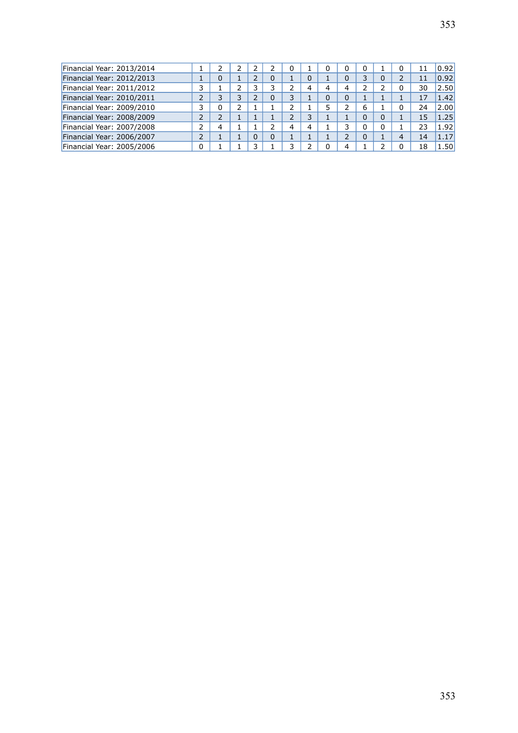| | | | | | | | | | | | | | | |
|---|---|---|---|---|---|---|---|---|---|---|---|---|---|---|
| Financial Year: 2013/2014 | 1 | 2 | 2 | 2 | 2 | 0 | 1 | 0 | 0 | 0 | 1 | 0 | 11 | 0.92 |
| Financial Year: 2012/2013 | 1 | 0 | 1 | 2 | 0 | 1 | 0 | 1 | 0 | 3 | 0 | 2 | 11 | 0.92 |
| Financial Year: 2011/2012 | 3 | 1 | 2 | 3 | 3 | 2 | 4 | 4 | 4 | 2 | 2 | 0 | 30 | 2.50 |
| Financial Year: 2010/2011 | 2 | 3 | 3 | 2 | 0 | 3 | 1 | 0 | 0 | 1 | 1 | 1 | 17 | 1.42 |
| Financial Year: 2009/2010 | 3 | 0 | 2 | 1 | 1 | 2 | 1 | 5 | 2 | 6 | 1 | 0 | 24 | 2.00 |
| Financial Year: 2008/2009 | 2 | 2 | 1 | 1 | 1 | 2 | 3 | 1 | 1 | 0 | 0 | 1 | 15 | 1.25 |
| Financial Year: 2007/2008 | 2 | 4 | 1 | 1 | 2 | 4 | 4 | 1 | 3 | 0 | 0 | 1 | 23 | 1.92 |
| Financial Year: 2006/2007 | 2 | 1 | 1 | 0 | 0 | 1 | 1 | 1 | 2 | 0 | 1 | 4 | 14 | 1.17 |
| Financial Year: 2005/2006 | 0 | 1 | 1 | 3 | 1 | 3 | 2 | 0 | 4 | 1 | 2 | 0 | 18 | 1.50 |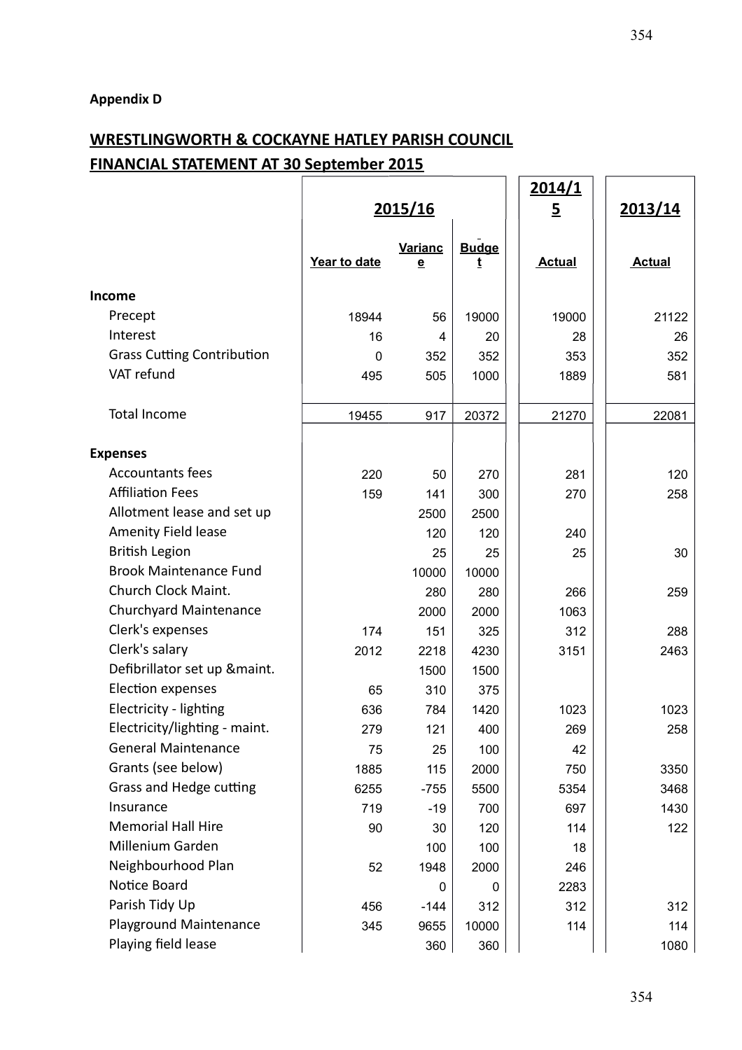**Appendix D**

## WRESTLINGWORTH & COCKAYNE HATLEY PARISH COUNCIL

## FINANCIAL STATEMENT AT 30 September 2015

| | 2015/16 | | | 2014/15 | 2013/14 |
|---|---|---|---|---|---|
| | Year to date | Variance | Budget | Actual | Actual |
| **Income** | | | | | |
| Precept | 18944 | 56 | 19000 | 19000 | 21122 |
| Interest | 16 | 4 | 20 | 28 | 26 |
| Grass Cutting Contribution | 0 | 352 | 352 | 353 | 352 |
| VAT refund | 495 | 505 | 1000 | 1889 | 581 |
| Total Income | 19455 | 917 | 20372 | 21270 | 22081 |
| **Expenses** | | | | | |
| Accountants fees | 220 | 50 | 270 | 281 | 120 |
| Affiliation Fees | 159 | 141 | 300 | 270 | 258 |
| Allotment lease and set up | | 2500 | 2500 | | |
| Amenity Field lease | | 120 | 120 | 240 | |
| British Legion | | 25 | 25 | 25 | 30 |
| Brook Maintenance Fund | | 10000 | 10000 | | |
| Church Clock Maint. | | 280 | 280 | 266 | 259 |
| Churchyard Maintenance | | 2000 | 2000 | 1063 | |
| Clerk's expenses | 174 | 151 | 325 | 312 | 288 |
| Clerk's salary | 2012 | 2218 | 4230 | 3151 | 2463 |
| Defibrillator set up &maint. | | 1500 | 1500 | | |
| Election expenses | 65 | 310 | 375 | | |
| Electricity - lighting | 636 | 784 | 1420 | 1023 | 1023 |
| Electricity/lighting - maint. | 279 | 121 | 400 | 269 | 258 |
| General Maintenance | 75 | 25 | 100 | 42 | |
| Grants (see below) | 1885 | 115 | 2000 | 750 | 3350 |
| Grass and Hedge cutting | 6255 | -755 | 5500 | 5354 | 3468 |
| Insurance | 719 | -19 | 700 | 697 | 1430 |
| Memorial Hall Hire | 90 | 30 | 120 | 114 | 122 |
| Millenium Garden | | 100 | 100 | 18 | |
| Neighbourhood Plan | 52 | 1948 | 2000 | 246 | |
| Notice Board | | 0 | 0 | 2283 | |
| Parish Tidy Up | 456 | -144 | 312 | 312 | 312 |
| Playground Maintenance | 345 | 9655 | 10000 | 114 | 114 |
| Playing field lease | | 360 | 360 | | 1080 |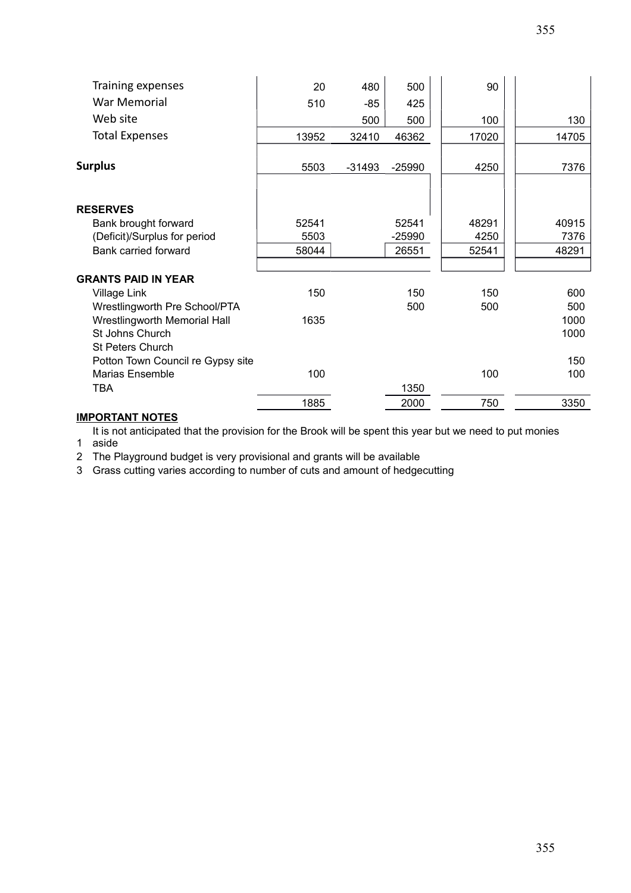| | | | | | |
|---|---|---|---|---|---|
| Training expenses | 20 | 480 | 500 | 90 | |
| War Memorial | 510 | -85 | 425 | | |
| Web site | | 500 | 500 | 100 | 130 |
| Total Expenses | 13952 | 32410 | 46362 | 17020 | 14705 |
| **Surplus** | 5503 | -31493 | -25990 | 4250 | 7376 |
| **RESERVES** | | | | | |
| Bank brought forward | 52541 | | 52541 | 48291 | 40915 |
| (Deficit)/Surplus for period | 5503 | | -25990 | 4250 | 7376 |
| Bank carried forward | 58044 | | 26551 | 52541 | 48291 |
| **GRANTS PAID IN YEAR** | | | | | |
| Village Link | 150 | | 150 | 150 | 600 |
| Wrestlingworth Pre School/PTA | | | 500 | 500 | 500 |
| Wrestlingworth Memorial Hall | 1635 | | | | 1000 |
| St Johns Church | | | | | 1000 |
| St Peters Church | | | | | |
| Potton Town Council re Gypsy site | | | | | 150 |
| Marias Ensemble | 100 | | | 100 | 100 |
| TBA | | | 1350 | | |
| | 1885 | | 2000 | 750 | 3350 |

**IMPORTANT NOTES**

1. It is not anticipated that the provision for the Brook will be spent this year but we need to put monies aside
2. The Playground budget is very provisional and grants will be available
3. Grass cutting varies according to number of cuts and amount of hedgecutting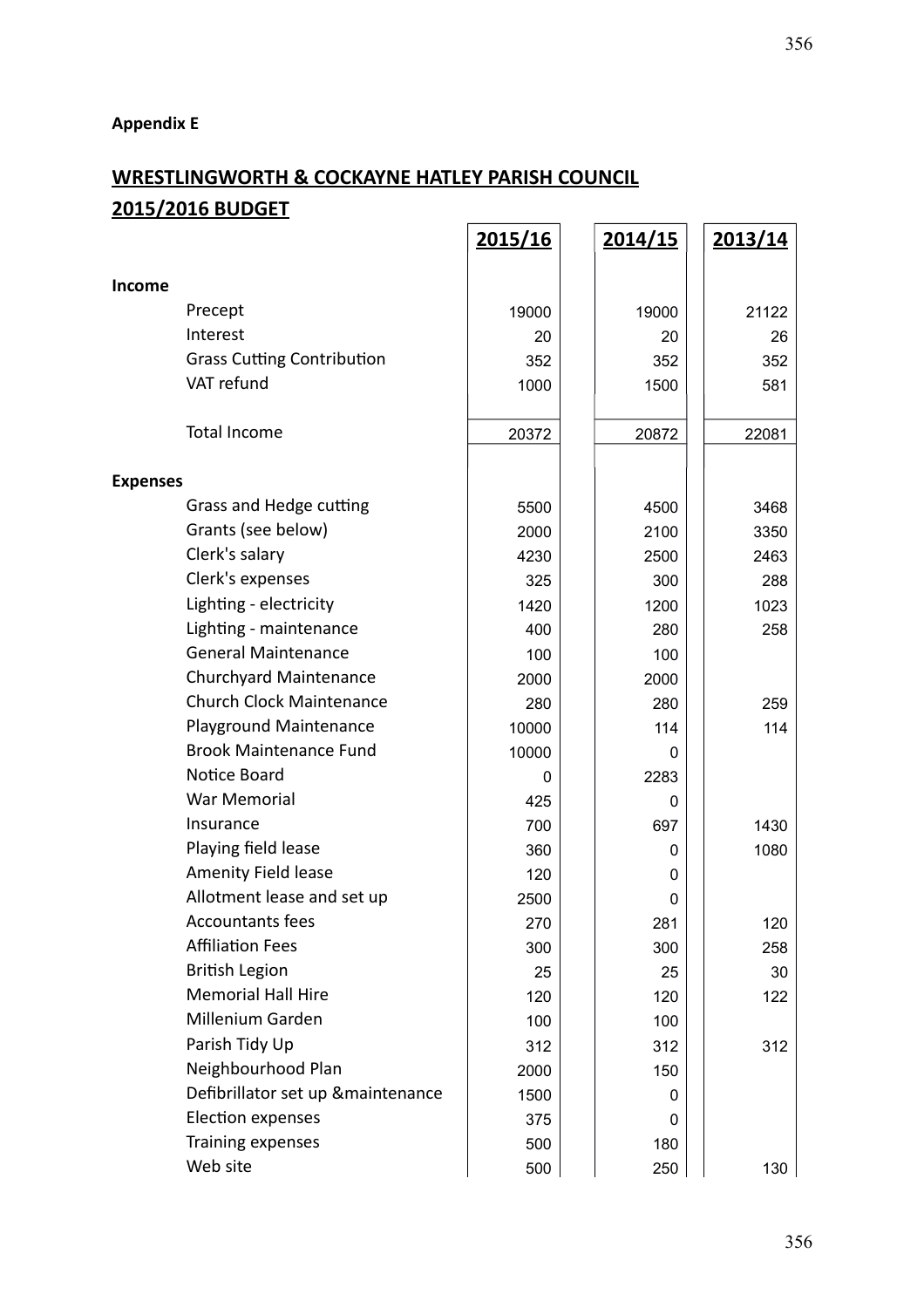**Appendix E**

## WRESTLINGWORTH & COCKAYNE HATLEY PARISH COUNCIL
## 2015/2016 BUDGET

| | 2015/16 | 2014/15 | 2013/14 |
|---|---|---|---|
| **Income** | | | |
| Precept | 19000 | 19000 | 21122 |
| Interest | 20 | 20 | 26 |
| Grass Cutting Contribution | 352 | 352 | 352 |
| VAT refund | 1000 | 1500 | 581 |
| Total Income | 20372 | 20872 | 22081 |
| **Expenses** | | | |
| Grass and Hedge cutting | 5500 | 4500 | 3468 |
| Grants (see below) | 2000 | 2100 | 3350 |
| Clerk's salary | 4230 | 2500 | 2463 |
| Clerk's expenses | 325 | 300 | 288 |
| Lighting - electricity | 1420 | 1200 | 1023 |
| Lighting - maintenance | 400 | 280 | 258 |
| General Maintenance | 100 | 100 | |
| Churchyard Maintenance | 2000 | 2000 | |
| Church Clock Maintenance | 280 | 280 | 259 |
| Playground Maintenance | 10000 | 114 | 114 |
| Brook Maintenance Fund | 10000 | 0 | |
| Notice Board | 0 | 2283 | |
| War Memorial | 425 | 0 | |
| Insurance | 700 | 697 | 1430 |
| Playing field lease | 360 | 0 | 1080 |
| Amenity Field lease | 120 | 0 | |
| Allotment lease and set up | 2500 | 0 | |
| Accountants fees | 270 | 281 | 120 |
| Affiliation Fees | 300 | 300 | 258 |
| British Legion | 25 | 25 | 30 |
| Memorial Hall Hire | 120 | 120 | 122 |
| Millenium Garden | 100 | 100 | |
| Parish Tidy Up | 312 | 312 | 312 |
| Neighbourhood Plan | 2000 | 150 | |
| Defibrillator set up &maintenance | 1500 | 0 | |
| Election expenses | 375 | 0 | |
| Training expenses | 500 | 180 | |
| Web site | 500 | 250 | 130 |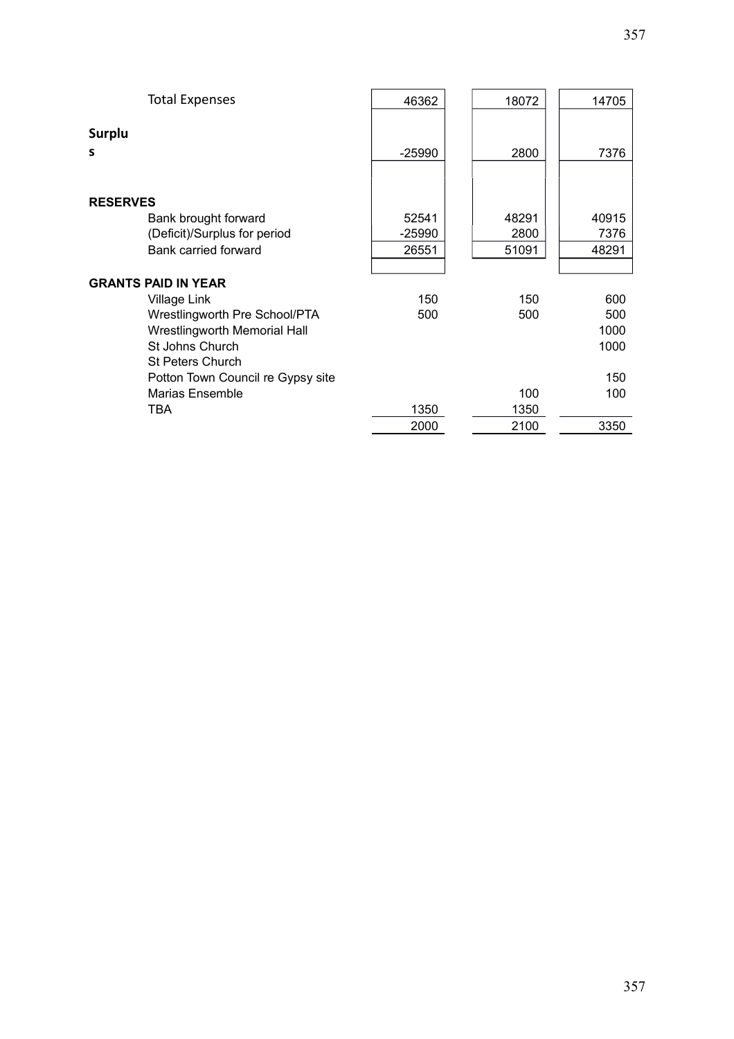| | | | |
|---|---|---|---|
| Total Expenses | 46362 | 18072 | 14705 |
| **Surplus** | -25990 | 2800 | 7376 |
| **RESERVES** | | | |
| Bank brought forward | 52541 | 48291 | 40915 |
| (Deficit)/Surplus for period | -25990 | 2800 | 7376 |
| Bank carried forward | 26551 | 51091 | 48291 |
| **GRANTS PAID IN YEAR** | | | |
| Village Link | 150 | 150 | 600 |
| Wrestlingworth Pre School/PTA | 500 | 500 | 500 |
| Wrestlingworth Memorial Hall | | | 1000 |
| St Johns Church | | | 1000 |
| St Peters Church | | | |
| Potton Town Council re Gypsy site | | | 150 |
| Marias Ensemble | | 100 | 100 |
| TBA | 1350 | 1350 | |
| | 2000 | 2100 | 3350 |